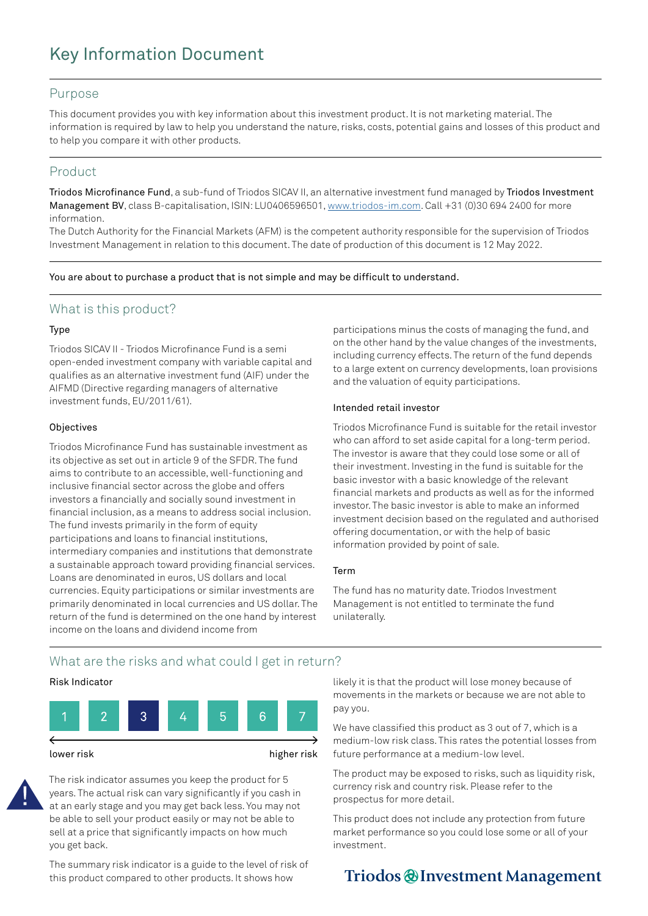# Key Information Document

## Purpose

This document provides you with key information about this investment product. It is not marketing material. The information is required by law to help you understand the nature, risks, costs, potential gains and losses of this product and to help you compare it with other products.

## Product

**Triodos Microfinance Fund**, a sub-fund of Triodos SICAV II, an alternative investment fund managed by **Triodos Investment Management BV**, class B-capitalisation, ISIN: LU0406596501, www.triodos-im.com. Call +31 (0)30 694 2400 for more information.

The Dutch Authority for the Financial Markets (AFM) is the competent authority responsible for the supervision of Triodos Investment Management in relation to this document. The date of production of this document is 12 May 2022.

You are about to purchase a product that is not simple and may be difficult to understand.

## What is this product?

### Type

Triodos SICAV II - Triodos Microfinance Fund is a semi open-ended investment company with variable capital and qualifies as an alternative investment fund (AIF) under the AIFMD (Directive regarding managers of alternative investment funds, EU/2011/61).

### Objectives

Triodos Microfinance Fund has sustainable investment as its objective as set out in article 9 of the SFDR. The fund aims to contribute to an accessible, well-functioning and inclusive financial sector across the globe and offers investors a financially and socially sound investment in financial inclusion, as a means to address social inclusion. The fund invests primarily in the form of equity participations and loans to financial institutions, intermediary companies and institutions that demonstrate a sustainable approach toward providing financial services. Loans are denominated in euros, US dollars and local currencies. Equity participations or similar investments are primarily denominated in local currencies and US dollar. The return of the fund is determined on the one hand by interest income on the loans and dividend income from participations minus the costs of managing the fund, and on the other hand by the value changes of the investments, including currency effects. The return of the fund depends to a large extent on currency developments, loan provisions and the valuation of equity participations.

### Intended retail investor

Triodos Microfinance Fund is suitable for the retail investor who can afford to set aside capital for a long-term period. The investor is aware that they could lose some or all of their investment. Investing in the fund is suitable for the basic investor with a basic knowledge of the relevant financial markets and products as well as for the informed investor. The basic investor is able to make an informed investment decision based on the regulated and authorised offering documentation, or with the help of basic information provided by point of sale.

### Term

The fund has no maturity date. Triodos Investment Management is not entitled to terminate the fund unilaterally.

## What are the risks and what could I get in return?

### Risk Indicator

| 1 | 2 | **3** | 4 | 5 | 6 | 7 |
|---|---|---|---|---|---|---|

lower risk ← → higher risk

The risk indicator assumes you keep the product for 5 years. The actual risk can vary significantly if you cash in at an early stage and you may get back less. You may not be able to sell your product easily or may not be able to sell at a price that significantly impacts on how much you get back.

The summary risk indicator is a guide to the level of risk of this product compared to other products. It shows how likely it is that the product will lose money because of movements in the markets or because we are not able to pay you.

We have classified this product as 3 out of 7, which is a medium-low risk class. This rates the potential losses from future performance at a medium-low level.

The product may be exposed to risks, such as liquidity risk, currency risk and country risk. Please refer to the prospectus for more detail.

This product does not include any protection from future market performance so you could lose some or all of your investment.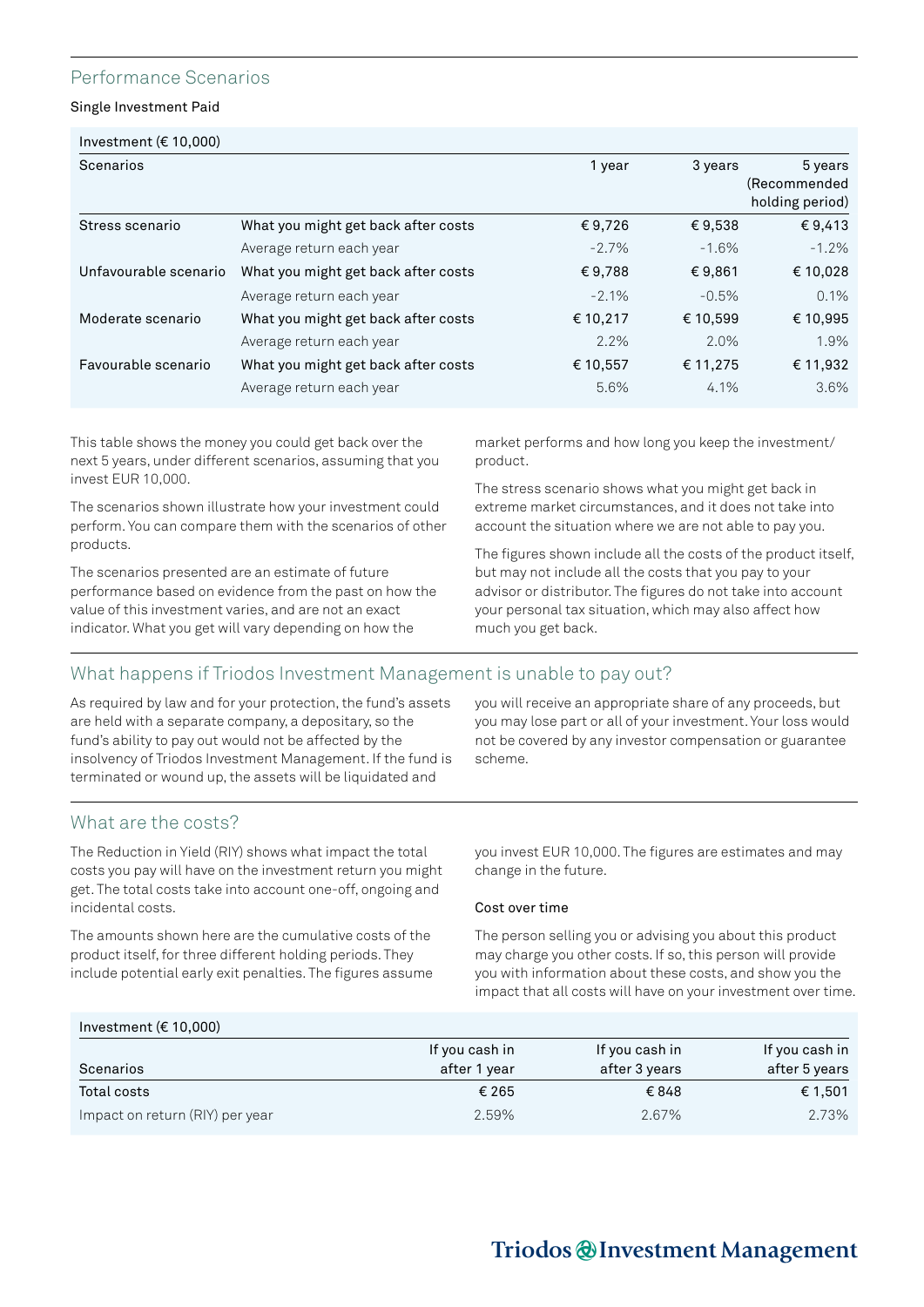## Performance Scenarios

Single Investment Paid

| Investment (€ 10,000) | | | | |
|---|---|---|---|---|
| Scenarios | | 1 year | 3 years | 5 years (Recommended holding period) |
| Stress scenario | What you might get back after costs | € 9,726 | € 9,538 | € 9,413 |
| | Average return each year | -2.7% | -1.6% | -1.2% |
| Unfavourable scenario | What you might get back after costs | € 9,788 | € 9,861 | € 10,028 |
| | Average return each year | -2.1% | -0.5% | 0.1% |
| Moderate scenario | What you might get back after costs | € 10,217 | € 10,599 | € 10,995 |
| | Average return each year | 2.2% | 2.0% | 1.9% |
| Favourable scenario | What you might get back after costs | € 10,557 | € 11,275 | € 11,932 |
| | Average return each year | 5.6% | 4.1% | 3.6% |

This table shows the money you could get back over the next 5 years, under different scenarios, assuming that you invest EUR 10,000.

The scenarios shown illustrate how your investment could perform. You can compare them with the scenarios of other products.

The scenarios presented are an estimate of future performance based on evidence from the past on how the value of this investment varies, and are not an exact indicator. What you get will vary depending on how the market performs and how long you keep the investment/ product.

The stress scenario shows what you might get back in extreme market circumstances, and it does not take into account the situation where we are not able to pay you.

The figures shown include all the costs of the product itself, but may not include all the costs that you pay to your advisor or distributor. The figures do not take into account your personal tax situation, which may also affect how much you get back.

## What happens if Triodos Investment Management is unable to pay out?

As required by law and for your protection, the fund's assets are held with a separate company, a depositary, so the fund's ability to pay out would not be affected by the insolvency of Triodos Investment Management. If the fund is terminated or wound up, the assets will be liquidated and you will receive an appropriate share of any proceeds, but you may lose part or all of your investment. Your loss would not be covered by any investor compensation or guarantee scheme.

## What are the costs?

The Reduction in Yield (RIY) shows what impact the total costs you pay will have on the investment return you might get. The total costs take into account one-off, ongoing and incidental costs.

The amounts shown here are the cumulative costs of the product itself, for three different holding periods. They include potential early exit penalties. The figures assume you invest EUR 10,000. The figures are estimates and may change in the future.

### Cost over time

The person selling you or advising you about this product may charge you other costs. If so, this person will provide you with information about these costs, and show you the impact that all costs will have on your investment over time.

| Investment (€ 10,000) | | | |
|---|---|---|---|
| Scenarios | If you cash in after 1 year | If you cash in after 3 years | If you cash in after 5 years |
| Total costs | € 265 | € 848 | € 1,501 |
| Impact on return (RIY) per year | 2.59% | 2.67% | 2.73% |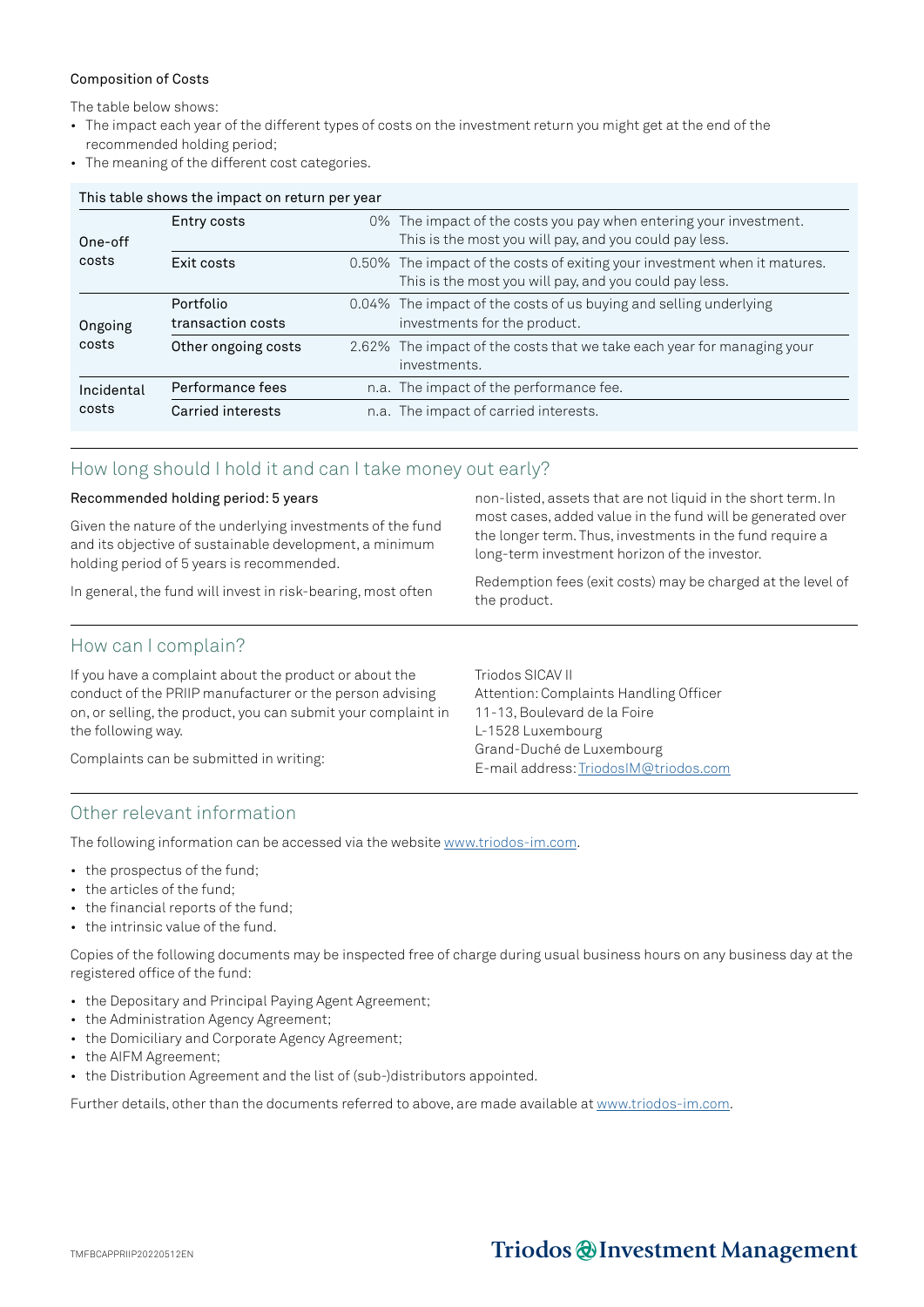### Composition of Costs

The table below shows:

- The impact each year of the different types of costs on the investment return you might get at the end of the recommended holding period;
- The meaning of the different cost categories.

| This table shows the impact on return per year | | | |
|---|---|---|---|
| One-off costs | Entry costs | 0% | The impact of the costs you pay when entering your investment. This is the most you will pay, and you could pay less. |
| | Exit costs | 0.50% | The impact of the costs of exiting your investment when it matures. This is the most you will pay, and you could pay less. |
| Ongoing costs | Portfolio transaction costs | 0.04% | The impact of the costs of us buying and selling underlying investments for the product. |
| | Other ongoing costs | 2.62% | The impact of the costs that we take each year for managing your investments. |
| Incidental costs | Performance fees | n.a. | The impact of the performance fee. |
| | Carried interests | n.a. | The impact of carried interests. |

## How long should I hold it and can I take money out early?

**Recommended holding period: 5 years**

Given the nature of the underlying investments of the fund and its objective of sustainable development, a minimum holding period of 5 years is recommended.

In general, the fund will invest in risk-bearing, most often non-listed, assets that are not liquid in the short term. In most cases, added value in the fund will be generated over the longer term. Thus, investments in the fund require a long-term investment horizon of the investor.

Redemption fees (exit costs) may be charged at the level of the product.

## How can I complain?

If you have a complaint about the product or about the conduct of the PRIIP manufacturer or the person advising on, or selling, the product, you can submit your complaint in the following way.

Complaints can be submitted in writing:

Triodos SICAV II
Attention: Complaints Handling Officer
11-13, Boulevard de la Foire
L-1528 Luxembourg
Grand-Duché de Luxembourg
E-mail address: TriodosIM@triodos.com

## Other relevant information

The following information can be accessed via the website www.triodos-im.com.

- the prospectus of the fund;
- the articles of the fund;
- the financial reports of the fund;
- the intrinsic value of the fund.

Copies of the following documents may be inspected free of charge during usual business hours on any business day at the registered office of the fund:

- the Depositary and Principal Paying Agent Agreement;
- the Administration Agency Agreement;
- the Domiciliary and Corporate Agency Agreement;
- the AIFM Agreement;
- the Distribution Agreement and the list of (sub-)distributors appointed.

Further details, other than the documents referred to above, are made available at www.triodos-im.com.

TMFBCAPPRIIP20220512EN